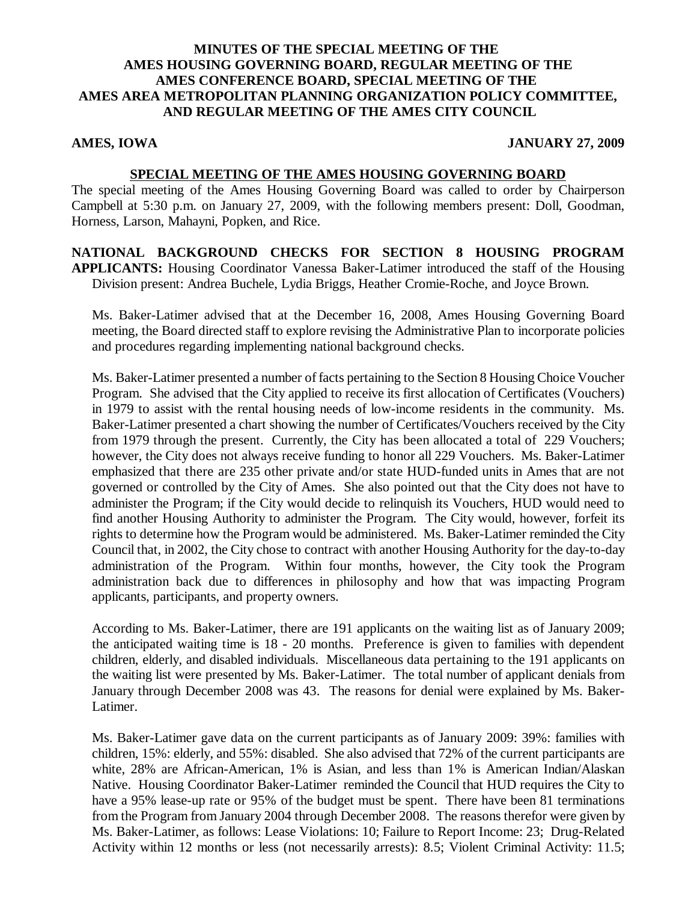**MINUTES OF THE SPECIAL MEETING OF THE AMES HOUSING GOVERNING BOARD, REGULAR MEETING OF THE AMES CONFERENCE BOARD, SPECIAL MEETING OF THE AMES AREA METROPOLITAN PLANNING ORGANIZATION POLICY COMMITTEE, AND REGULAR MEETING OF THE AMES CITY COUNCIL**

**AMES, IOWA** **JANUARY 27, 2009**

**SPECIAL MEETING OF THE AMES HOUSING GOVERNING BOARD**

The special meeting of the Ames Housing Governing Board was called to order by Chairperson Campbell at 5:30 p.m. on January 27, 2009, with the following members present: Doll, Goodman, Horness, Larson, Mahayni, Popken, and Rice.

**NATIONAL BACKGROUND CHECKS FOR SECTION 8 HOUSING PROGRAM APPLICANTS:** Housing Coordinator Vanessa Baker-Latimer introduced the staff of the Housing Division present: Andrea Buchele, Lydia Briggs, Heather Cromie-Roche, and Joyce Brown.

Ms. Baker-Latimer advised that at the December 16, 2008, Ames Housing Governing Board meeting, the Board directed staff to explore revising the Administrative Plan to incorporate policies and procedures regarding implementing national background checks.

Ms. Baker-Latimer presented a number of facts pertaining to the Section 8 Housing Choice Voucher Program. She advised that the City applied to receive its first allocation of Certificates (Vouchers) in 1979 to assist with the rental housing needs of low-income residents in the community. Ms. Baker-Latimer presented a chart showing the number of Certificates/Vouchers received by the City from 1979 through the present. Currently, the City has been allocated a total of 229 Vouchers; however, the City does not always receive funding to honor all 229 Vouchers. Ms. Baker-Latimer emphasized that there are 235 other private and/or state HUD-funded units in Ames that are not governed or controlled by the City of Ames. She also pointed out that the City does not have to administer the Program; if the City would decide to relinquish its Vouchers, HUD would need to find another Housing Authority to administer the Program. The City would, however, forfeit its rights to determine how the Program would be administered. Ms. Baker-Latimer reminded the City Council that, in 2002, the City chose to contract with another Housing Authority for the day-to-day administration of the Program. Within four months, however, the City took the Program administration back due to differences in philosophy and how that was impacting Program applicants, participants, and property owners.

According to Ms. Baker-Latimer, there are 191 applicants on the waiting list as of January 2009; the anticipated waiting time is 18 - 20 months. Preference is given to families with dependent children, elderly, and disabled individuals. Miscellaneous data pertaining to the 191 applicants on the waiting list were presented by Ms. Baker-Latimer. The total number of applicant denials from January through December 2008 was 43. The reasons for denial were explained by Ms. Baker-Latimer.

Ms. Baker-Latimer gave data on the current participants as of January 2009: 39%: families with children, 15%: elderly, and 55%: disabled. She also advised that 72% of the current participants are white, 28% are African-American, 1% is Asian, and less than 1% is American Indian/Alaskan Native. Housing Coordinator Baker-Latimer reminded the Council that HUD requires the City to have a 95% lease-up rate or 95% of the budget must be spent. There have been 81 terminations from the Program from January 2004 through December 2008. The reasons therefor were given by Ms. Baker-Latimer, as follows: Lease Violations: 10; Failure to Report Income: 23; Drug-Related Activity within 12 months or less (not necessarily arrests): 8.5; Violent Criminal Activity: 11.5;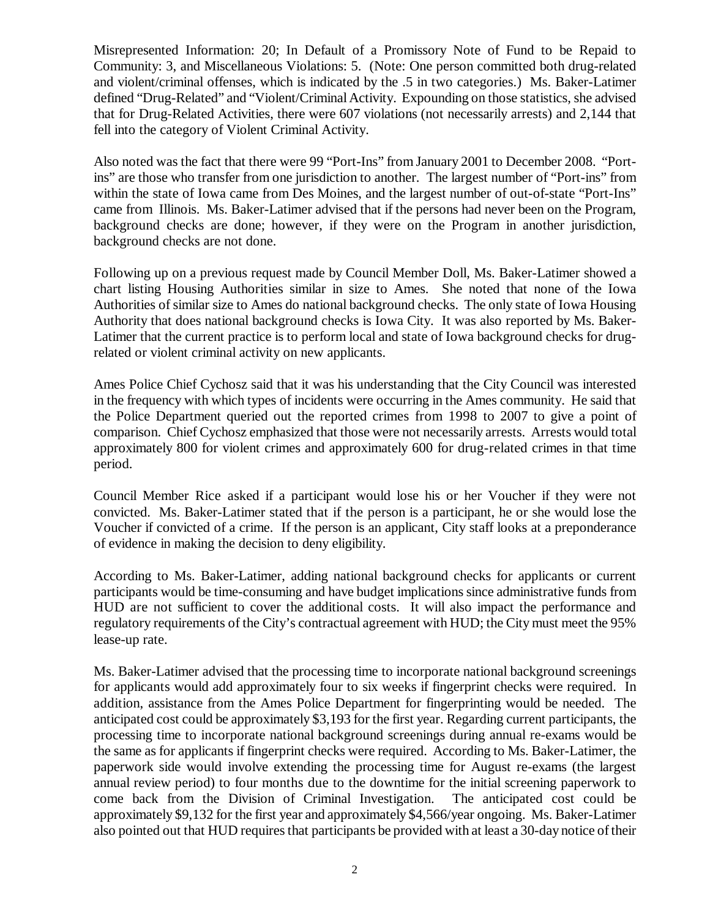Misrepresented Information: 20; In Default of a Promissory Note of Fund to be Repaid to Community: 3, and Miscellaneous Violations: 5. (Note: One person committed both drug-related and violent/criminal offenses, which is indicated by the .5 in two categories.) Ms. Baker-Latimer defined "Drug-Related" and "Violent/Criminal Activity. Expounding on those statistics, she advised that for Drug-Related Activities, there were 607 violations (not necessarily arrests) and 2,144 that fell into the category of Violent Criminal Activity.

Also noted was the fact that there were 99 "Port-Ins" from January 2001 to December 2008. "Port-ins" are those who transfer from one jurisdiction to another. The largest number of "Port-ins" from within the state of Iowa came from Des Moines, and the largest number of out-of-state "Port-Ins" came from Illinois. Ms. Baker-Latimer advised that if the persons had never been on the Program, background checks are done; however, if they were on the Program in another jurisdiction, background checks are not done.

Following up on a previous request made by Council Member Doll, Ms. Baker-Latimer showed a chart listing Housing Authorities similar in size to Ames. She noted that none of the Iowa Authorities of similar size to Ames do national background checks. The only state of Iowa Housing Authority that does national background checks is Iowa City. It was also reported by Ms. Baker-Latimer that the current practice is to perform local and state of Iowa background checks for drug-related or violent criminal activity on new applicants.

Ames Police Chief Cychosz said that it was his understanding that the City Council was interested in the frequency with which types of incidents were occurring in the Ames community. He said that the Police Department queried out the reported crimes from 1998 to 2007 to give a point of comparison. Chief Cychosz emphasized that those were not necessarily arrests. Arrests would total approximately 800 for violent crimes and approximately 600 for drug-related crimes in that time period.

Council Member Rice asked if a participant would lose his or her Voucher if they were not convicted. Ms. Baker-Latimer stated that if the person is a participant, he or she would lose the Voucher if convicted of a crime. If the person is an applicant, City staff looks at a preponderance of evidence in making the decision to deny eligibility.

According to Ms. Baker-Latimer, adding national background checks for applicants or current participants would be time-consuming and have budget implications since administrative funds from HUD are not sufficient to cover the additional costs. It will also impact the performance and regulatory requirements of the City's contractual agreement with HUD; the City must meet the 95% lease-up rate.

Ms. Baker-Latimer advised that the processing time to incorporate national background screenings for applicants would add approximately four to six weeks if fingerprint checks were required. In addition, assistance from the Ames Police Department for fingerprinting would be needed. The anticipated cost could be approximately $3,193 for the first year. Regarding current participants, the processing time to incorporate national background screenings during annual re-exams would be the same as for applicants if fingerprint checks were required. According to Ms. Baker-Latimer, the paperwork side would involve extending the processing time for August re-exams (the largest annual review period) to four months due to the downtime for the initial screening paperwork to come back from the Division of Criminal Investigation. The anticipated cost could be approximately $9,132 for the first year and approximately $4,566/year ongoing. Ms. Baker-Latimer also pointed out that HUD requires that participants be provided with at least a 30-day notice of their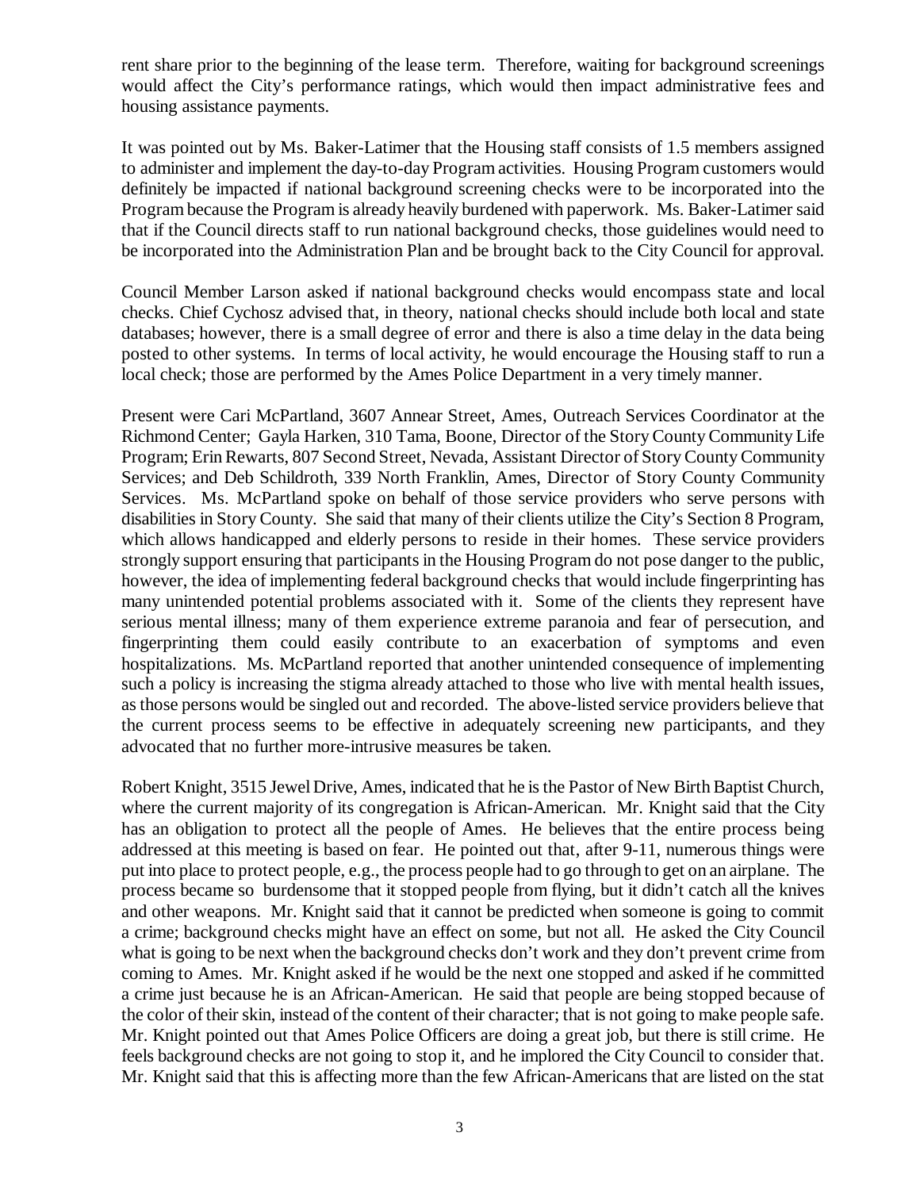rent share prior to the beginning of the lease term. Therefore, waiting for background screenings would affect the City's performance ratings, which would then impact administrative fees and housing assistance payments.

It was pointed out by Ms. Baker-Latimer that the Housing staff consists of 1.5 members assigned to administer and implement the day-to-day Program activities. Housing Program customers would definitely be impacted if national background screening checks were to be incorporated into the Program because the Program is already heavily burdened with paperwork. Ms. Baker-Latimer said that if the Council directs staff to run national background checks, those guidelines would need to be incorporated into the Administration Plan and be brought back to the City Council for approval.

Council Member Larson asked if national background checks would encompass state and local checks. Chief Cychosz advised that, in theory, national checks should include both local and state databases; however, there is a small degree of error and there is also a time delay in the data being posted to other systems. In terms of local activity, he would encourage the Housing staff to run a local check; those are performed by the Ames Police Department in a very timely manner.

Present were Cari McPartland, 3607 Annear Street, Ames, Outreach Services Coordinator at the Richmond Center; Gayla Harken, 310 Tama, Boone, Director of the Story County Community Life Program; Erin Rewarts, 807 Second Street, Nevada, Assistant Director of Story County Community Services; and Deb Schildroth, 339 North Franklin, Ames, Director of Story County Community Services. Ms. McPartland spoke on behalf of those service providers who serve persons with disabilities in Story County. She said that many of their clients utilize the City's Section 8 Program, which allows handicapped and elderly persons to reside in their homes. These service providers strongly support ensuring that participants in the Housing Program do not pose danger to the public, however, the idea of implementing federal background checks that would include fingerprinting has many unintended potential problems associated with it. Some of the clients they represent have serious mental illness; many of them experience extreme paranoia and fear of persecution, and fingerprinting them could easily contribute to an exacerbation of symptoms and even hospitalizations. Ms. McPartland reported that another unintended consequence of implementing such a policy is increasing the stigma already attached to those who live with mental health issues, as those persons would be singled out and recorded. The above-listed service providers believe that the current process seems to be effective in adequately screening new participants, and they advocated that no further more-intrusive measures be taken.

Robert Knight, 3515 Jewel Drive, Ames, indicated that he is the Pastor of New Birth Baptist Church, where the current majority of its congregation is African-American. Mr. Knight said that the City has an obligation to protect all the people of Ames. He believes that the entire process being addressed at this meeting is based on fear. He pointed out that, after 9-11, numerous things were put into place to protect people, e.g., the process people had to go through to get on an airplane. The process became so burdensome that it stopped people from flying, but it didn't catch all the knives and other weapons. Mr. Knight said that it cannot be predicted when someone is going to commit a crime; background checks might have an effect on some, but not all. He asked the City Council what is going to be next when the background checks don't work and they don't prevent crime from coming to Ames. Mr. Knight asked if he would be the next one stopped and asked if he committed a crime just because he is an African-American. He said that people are being stopped because of the color of their skin, instead of the content of their character; that is not going to make people safe. Mr. Knight pointed out that Ames Police Officers are doing a great job, but there is still crime. He feels background checks are not going to stop it, and he implored the City Council to consider that. Mr. Knight said that this is affecting more than the few African-Americans that are listed on the stat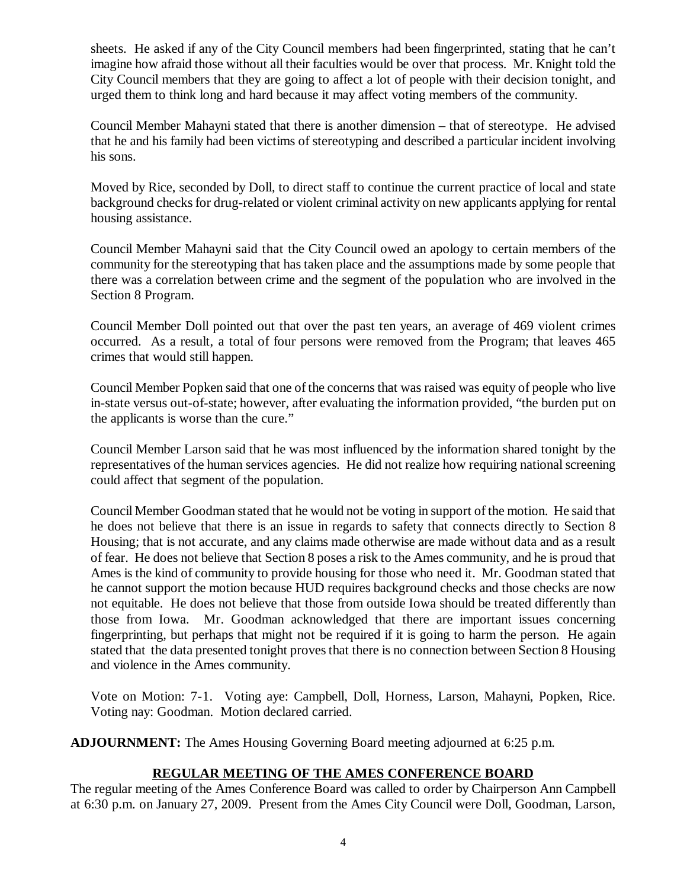sheets. He asked if any of the City Council members had been fingerprinted, stating that he can't imagine how afraid those without all their faculties would be over that process. Mr. Knight told the City Council members that they are going to affect a lot of people with their decision tonight, and urged them to think long and hard because it may affect voting members of the community.

Council Member Mahayni stated that there is another dimension – that of stereotype. He advised that he and his family had been victims of stereotyping and described a particular incident involving his sons.

Moved by Rice, seconded by Doll, to direct staff to continue the current practice of local and state background checks for drug-related or violent criminal activity on new applicants applying for rental housing assistance.

Council Member Mahayni said that the City Council owed an apology to certain members of the community for the stereotyping that has taken place and the assumptions made by some people that there was a correlation between crime and the segment of the population who are involved in the Section 8 Program.

Council Member Doll pointed out that over the past ten years, an average of 469 violent crimes occurred. As a result, a total of four persons were removed from the Program; that leaves 465 crimes that would still happen.

Council Member Popken said that one of the concerns that was raised was equity of people who live in-state versus out-of-state; however, after evaluating the information provided, "the burden put on the applicants is worse than the cure."

Council Member Larson said that he was most influenced by the information shared tonight by the representatives of the human services agencies. He did not realize how requiring national screening could affect that segment of the population.

Council Member Goodman stated that he would not be voting in support of the motion. He said that he does not believe that there is an issue in regards to safety that connects directly to Section 8 Housing; that is not accurate, and any claims made otherwise are made without data and as a result of fear. He does not believe that Section 8 poses a risk to the Ames community, and he is proud that Ames is the kind of community to provide housing for those who need it. Mr. Goodman stated that he cannot support the motion because HUD requires background checks and those checks are now not equitable. He does not believe that those from outside Iowa should be treated differently than those from Iowa. Mr. Goodman acknowledged that there are important issues concerning fingerprinting, but perhaps that might not be required if it is going to harm the person. He again stated that the data presented tonight proves that there is no connection between Section 8 Housing and violence in the Ames community.

Vote on Motion: 7-1. Voting aye: Campbell, Doll, Horness, Larson, Mahayni, Popken, Rice. Voting nay: Goodman. Motion declared carried.

**ADJOURNMENT:** The Ames Housing Governing Board meeting adjourned at 6:25 p.m.

## REGULAR MEETING OF THE AMES CONFERENCE BOARD

The regular meeting of the Ames Conference Board was called to order by Chairperson Ann Campbell at 6:30 p.m. on January 27, 2009. Present from the Ames City Council were Doll, Goodman, Larson,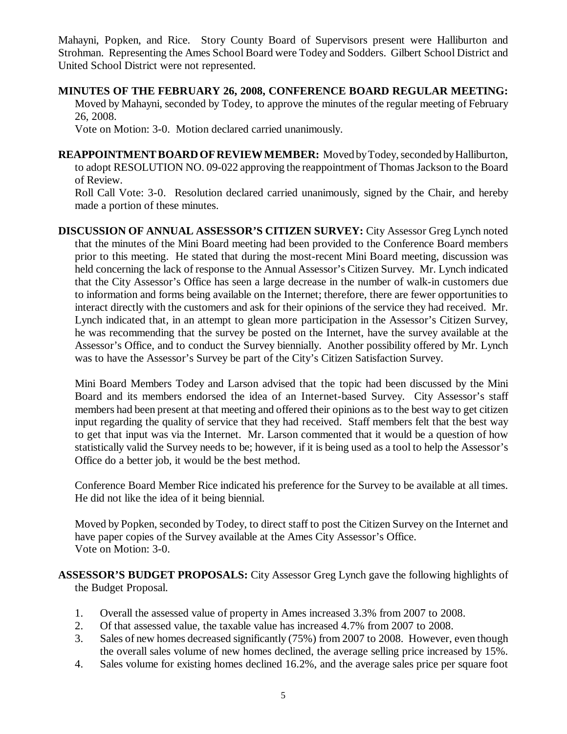Mahayni, Popken, and Rice. Story County Board of Supervisors present were Halliburton and Strohman. Representing the Ames School Board were Todey and Sodders. Gilbert School District and United School District were not represented.

**MINUTES OF THE FEBRUARY 26, 2008, CONFERENCE BOARD REGULAR MEETING:** Moved by Mahayni, seconded by Todey, to approve the minutes of the regular meeting of February 26, 2008.

Vote on Motion: 3-0. Motion declared carried unanimously.

**REAPPOINTMENT BOARD OF REVIEW MEMBER:** Moved by Todey, seconded by Halliburton, to adopt RESOLUTION NO. 09-022 approving the reappointment of Thomas Jackson to the Board of Review.

Roll Call Vote: 3-0. Resolution declared carried unanimously, signed by the Chair, and hereby made a portion of these minutes.

**DISCUSSION OF ANNUAL ASSESSOR'S CITIZEN SURVEY:** City Assessor Greg Lynch noted that the minutes of the Mini Board meeting had been provided to the Conference Board members prior to this meeting. He stated that during the most-recent Mini Board meeting, discussion was held concerning the lack of response to the Annual Assessor's Citizen Survey. Mr. Lynch indicated that the City Assessor's Office has seen a large decrease in the number of walk-in customers due to information and forms being available on the Internet; therefore, there are fewer opportunities to interact directly with the customers and ask for their opinions of the service they had received. Mr. Lynch indicated that, in an attempt to glean more participation in the Assessor's Citizen Survey, he was recommending that the survey be posted on the Internet, have the survey available at the Assessor's Office, and to conduct the Survey biennially. Another possibility offered by Mr. Lynch was to have the Assessor's Survey be part of the City's Citizen Satisfaction Survey.

Mini Board Members Todey and Larson advised that the topic had been discussed by the Mini Board and its members endorsed the idea of an Internet-based Survey. City Assessor's staff members had been present at that meeting and offered their opinions as to the best way to get citizen input regarding the quality of service that they had received. Staff members felt that the best way to get that input was via the Internet. Mr. Larson commented that it would be a question of how statistically valid the Survey needs to be; however, if it is being used as a tool to help the Assessor's Office do a better job, it would be the best method.

Conference Board Member Rice indicated his preference for the Survey to be available at all times. He did not like the idea of it being biennial.

Moved by Popken, seconded by Todey, to direct staff to post the Citizen Survey on the Internet and have paper copies of the Survey available at the Ames City Assessor's Office.
Vote on Motion: 3-0.

**ASSESSOR'S BUDGET PROPOSALS:** City Assessor Greg Lynch gave the following highlights of the Budget Proposal.

1. Overall the assessed value of property in Ames increased 3.3% from 2007 to 2008.
2. Of that assessed value, the taxable value has increased 4.7% from 2007 to 2008.
3. Sales of new homes decreased significantly (75%) from 2007 to 2008. However, even though the overall sales volume of new homes declined, the average selling price increased by 15%.
4. Sales volume for existing homes declined 16.2%, and the average sales price per square foot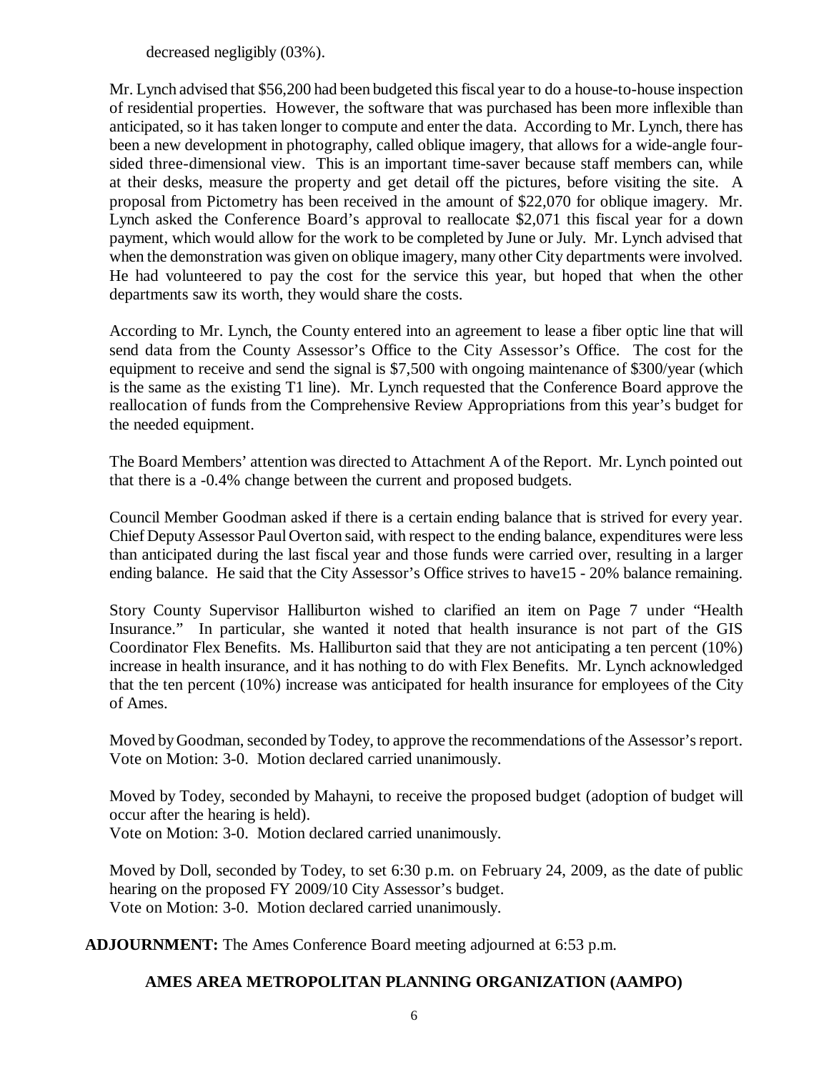decreased negligibly (03%).

Mr. Lynch advised that $56,200 had been budgeted this fiscal year to do a house-to-house inspection of residential properties. However, the software that was purchased has been more inflexible than anticipated, so it has taken longer to compute and enter the data. According to Mr. Lynch, there has been a new development in photography, called oblique imagery, that allows for a wide-angle four-sided three-dimensional view. This is an important time-saver because staff members can, while at their desks, measure the property and get detail off the pictures, before visiting the site. A proposal from Pictometry has been received in the amount of $22,070 for oblique imagery. Mr. Lynch asked the Conference Board's approval to reallocate $2,071 this fiscal year for a down payment, which would allow for the work to be completed by June or July. Mr. Lynch advised that when the demonstration was given on oblique imagery, many other City departments were involved. He had volunteered to pay the cost for the service this year, but hoped that when the other departments saw its worth, they would share the costs.

According to Mr. Lynch, the County entered into an agreement to lease a fiber optic line that will send data from the County Assessor's Office to the City Assessor's Office. The cost for the equipment to receive and send the signal is $7,500 with ongoing maintenance of $300/year (which is the same as the existing T1 line). Mr. Lynch requested that the Conference Board approve the reallocation of funds from the Comprehensive Review Appropriations from this year's budget for the needed equipment.

The Board Members' attention was directed to Attachment A of the Report. Mr. Lynch pointed out that there is a -0.4% change between the current and proposed budgets.

Council Member Goodman asked if there is a certain ending balance that is strived for every year. Chief Deputy Assessor Paul Overton said, with respect to the ending balance, expenditures were less than anticipated during the last fiscal year and those funds were carried over, resulting in a larger ending balance. He said that the City Assessor's Office strives to have15 - 20% balance remaining.

Story County Supervisor Halliburton wished to clarified an item on Page 7 under "Health Insurance." In particular, she wanted it noted that health insurance is not part of the GIS Coordinator Flex Benefits. Ms. Halliburton said that they are not anticipating a ten percent (10%) increase in health insurance, and it has nothing to do with Flex Benefits. Mr. Lynch acknowledged that the ten percent (10%) increase was anticipated for health insurance for employees of the City of Ames.

Moved by Goodman, seconded by Todey, to approve the recommendations of the Assessor's report.
Vote on Motion: 3-0. Motion declared carried unanimously.

Moved by Todey, seconded by Mahayni, to receive the proposed budget (adoption of budget will occur after the hearing is held).
Vote on Motion: 3-0. Motion declared carried unanimously.

Moved by Doll, seconded by Todey, to set 6:30 p.m. on February 24, 2009, as the date of public hearing on the proposed FY 2009/10 City Assessor's budget.
Vote on Motion: 3-0. Motion declared carried unanimously.

**ADJOURNMENT:** The Ames Conference Board meeting adjourned at 6:53 p.m.

## AMES AREA METROPOLITAN PLANNING ORGANIZATION (AAMPO)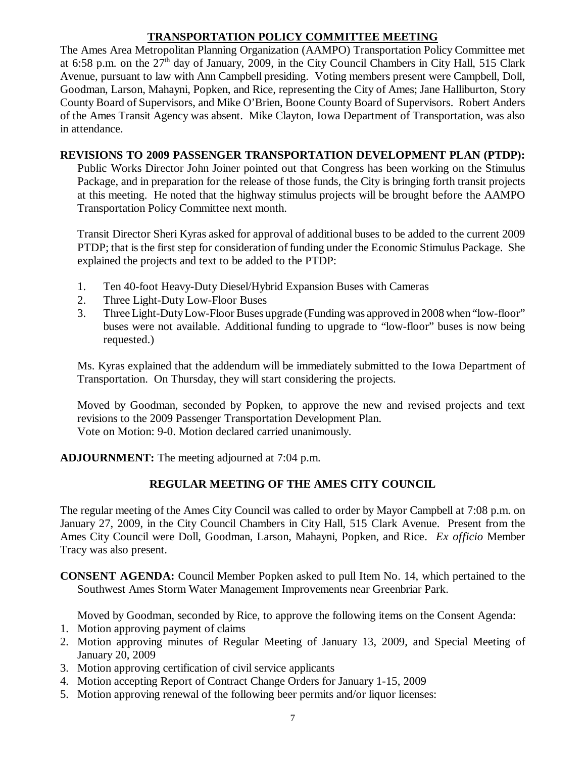## TRANSPORTATION POLICY COMMITTEE MEETING

The Ames Area Metropolitan Planning Organization (AAMPO) Transportation Policy Committee met at 6:58 p.m. on the 27th day of January, 2009, in the City Council Chambers in City Hall, 515 Clark Avenue, pursuant to law with Ann Campbell presiding. Voting members present were Campbell, Doll, Goodman, Larson, Mahayni, Popken, and Rice, representing the City of Ames; Jane Halliburton, Story County Board of Supervisors, and Mike O'Brien, Boone County Board of Supervisors. Robert Anders of the Ames Transit Agency was absent. Mike Clayton, Iowa Department of Transportation, was also in attendance.

**REVISIONS TO 2009 PASSENGER TRANSPORTATION DEVELOPMENT PLAN (PTDP):** Public Works Director John Joiner pointed out that Congress has been working on the Stimulus Package, and in preparation for the release of those funds, the City is bringing forth transit projects at this meeting. He noted that the highway stimulus projects will be brought before the AAMPO Transportation Policy Committee next month.

Transit Director Sheri Kyras asked for approval of additional buses to be added to the current 2009 PTDP; that is the first step for consideration of funding under the Economic Stimulus Package. She explained the projects and text to be added to the PTDP:

1. Ten 40-foot Heavy-Duty Diesel/Hybrid Expansion Buses with Cameras
2. Three Light-Duty Low-Floor Buses
3. Three Light-Duty Low-Floor Buses upgrade (Funding was approved in 2008 when "low-floor" buses were not available. Additional funding to upgrade to "low-floor" buses is now being requested.)

Ms. Kyras explained that the addendum will be immediately submitted to the Iowa Department of Transportation. On Thursday, they will start considering the projects.

Moved by Goodman, seconded by Popken, to approve the new and revised projects and text revisions to the 2009 Passenger Transportation Development Plan.
Vote on Motion: 9-0. Motion declared carried unanimously.

**ADJOURNMENT:** The meeting adjourned at 7:04 p.m.

## REGULAR MEETING OF THE AMES CITY COUNCIL

The regular meeting of the Ames City Council was called to order by Mayor Campbell at 7:08 p.m. on January 27, 2009, in the City Council Chambers in City Hall, 515 Clark Avenue. Present from the Ames City Council were Doll, Goodman, Larson, Mahayni, Popken, and Rice. *Ex officio* Member Tracy was also present.

**CONSENT AGENDA:** Council Member Popken asked to pull Item No. 14, which pertained to the Southwest Ames Storm Water Management Improvements near Greenbriar Park.

Moved by Goodman, seconded by Rice, to approve the following items on the Consent Agenda:

1. Motion approving payment of claims
2. Motion approving minutes of Regular Meeting of January 13, 2009, and Special Meeting of January 20, 2009
3. Motion approving certification of civil service applicants
4. Motion accepting Report of Contract Change Orders for January 1-15, 2009
5. Motion approving renewal of the following beer permits and/or liquor licenses: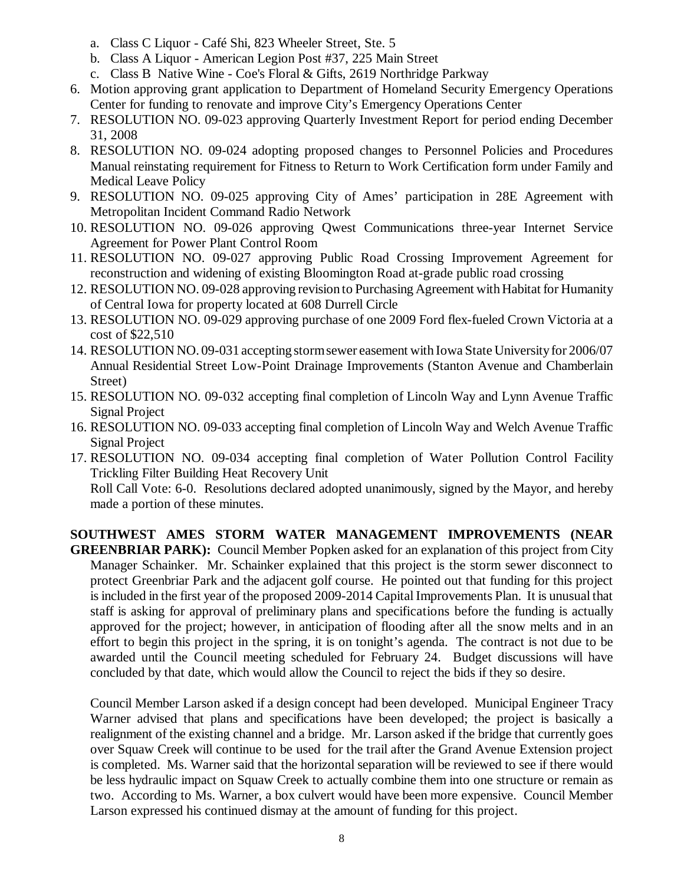a. Class C Liquor - Café Shi, 823 Wheeler Street, Ste. 5
   b. Class A Liquor - American Legion Post #37, 225 Main Street
   c. Class B Native Wine - Coe's Floral & Gifts, 2619 Northridge Parkway
6. Motion approving grant application to Department of Homeland Security Emergency Operations Center for funding to renovate and improve City's Emergency Operations Center
7. RESOLUTION NO. 09-023 approving Quarterly Investment Report for period ending December 31, 2008
8. RESOLUTION NO. 09-024 adopting proposed changes to Personnel Policies and Procedures Manual reinstating requirement for Fitness to Return to Work Certification form under Family and Medical Leave Policy
9. RESOLUTION NO. 09-025 approving City of Ames' participation in 28E Agreement with Metropolitan Incident Command Radio Network
10. RESOLUTION NO. 09-026 approving Qwest Communications three-year Internet Service Agreement for Power Plant Control Room
11. RESOLUTION NO. 09-027 approving Public Road Crossing Improvement Agreement for reconstruction and widening of existing Bloomington Road at-grade public road crossing
12. RESOLUTION NO. 09-028 approving revision to Purchasing Agreement with Habitat for Humanity of Central Iowa for property located at 608 Durrell Circle
13. RESOLUTION NO. 09-029 approving purchase of one 2009 Ford flex-fueled Crown Victoria at a cost of $22,510
14. RESOLUTION NO. 09-031 accepting storm sewer easement with Iowa State University for 2006/07 Annual Residential Street Low-Point Drainage Improvements (Stanton Avenue and Chamberlain Street)
15. RESOLUTION NO. 09-032 accepting final completion of Lincoln Way and Lynn Avenue Traffic Signal Project
16. RESOLUTION NO. 09-033 accepting final completion of Lincoln Way and Welch Avenue Traffic Signal Project
17. RESOLUTION NO. 09-034 accepting final completion of Water Pollution Control Facility Trickling Filter Building Heat Recovery Unit

   Roll Call Vote: 6-0. Resolutions declared adopted unanimously, signed by the Mayor, and hereby made a portion of these minutes.

**SOUTHWEST AMES STORM WATER MANAGEMENT IMPROVEMENTS (NEAR GREENBRIAR PARK):** Council Member Popken asked for an explanation of this project from City Manager Schainker. Mr. Schainker explained that this project is the storm sewer disconnect to protect Greenbriar Park and the adjacent golf course. He pointed out that funding for this project is included in the first year of the proposed 2009-2014 Capital Improvements Plan. It is unusual that staff is asking for approval of preliminary plans and specifications before the funding is actually approved for the project; however, in anticipation of flooding after all the snow melts and in an effort to begin this project in the spring, it is on tonight's agenda. The contract is not due to be awarded until the Council meeting scheduled for February 24. Budget discussions will have concluded by that date, which would allow the Council to reject the bids if they so desire.

Council Member Larson asked if a design concept had been developed. Municipal Engineer Tracy Warner advised that plans and specifications have been developed; the project is basically a realignment of the existing channel and a bridge. Mr. Larson asked if the bridge that currently goes over Squaw Creek will continue to be used for the trail after the Grand Avenue Extension project is completed. Ms. Warner said that the horizontal separation will be reviewed to see if there would be less hydraulic impact on Squaw Creek to actually combine them into one structure or remain as two. According to Ms. Warner, a box culvert would have been more expensive. Council Member Larson expressed his continued dismay at the amount of funding for this project.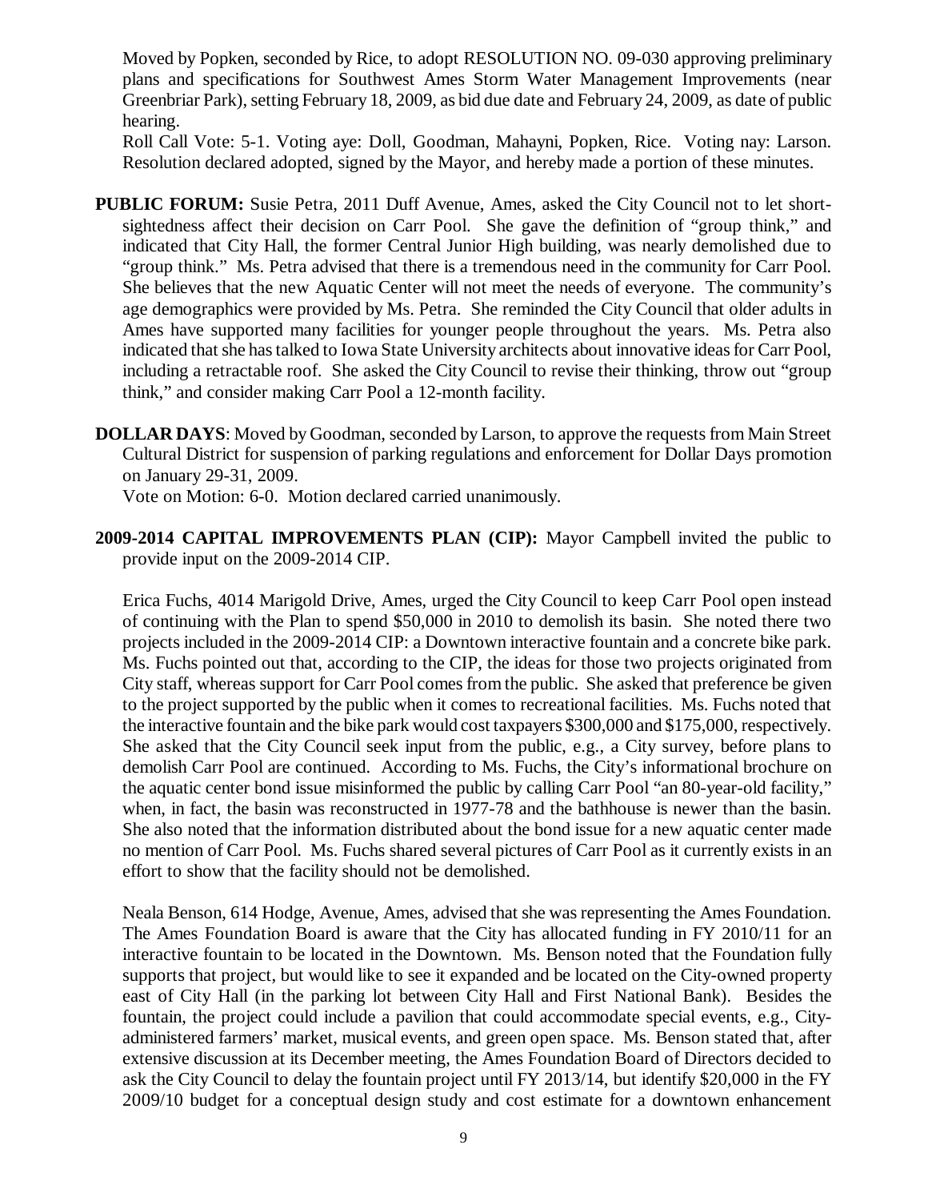Moved by Popken, seconded by Rice, to adopt RESOLUTION NO. 09-030 approving preliminary plans and specifications for Southwest Ames Storm Water Management Improvements (near Greenbriar Park), setting February 18, 2009, as bid due date and February 24, 2009, as date of public hearing.

Roll Call Vote: 5-1. Voting aye: Doll, Goodman, Mahayni, Popken, Rice. Voting nay: Larson. Resolution declared adopted, signed by the Mayor, and hereby made a portion of these minutes.

**PUBLIC FORUM:** Susie Petra, 2011 Duff Avenue, Ames, asked the City Council not to let short-sightedness affect their decision on Carr Pool. She gave the definition of "group think," and indicated that City Hall, the former Central Junior High building, was nearly demolished due to "group think." Ms. Petra advised that there is a tremendous need in the community for Carr Pool. She believes that the new Aquatic Center will not meet the needs of everyone. The community's age demographics were provided by Ms. Petra. She reminded the City Council that older adults in Ames have supported many facilities for younger people throughout the years. Ms. Petra also indicated that she has talked to Iowa State University architects about innovative ideas for Carr Pool, including a retractable roof. She asked the City Council to revise their thinking, throw out "group think," and consider making Carr Pool a 12-month facility.

**DOLLAR DAYS**: Moved by Goodman, seconded by Larson, to approve the requests from Main Street Cultural District for suspension of parking regulations and enforcement for Dollar Days promotion on January 29-31, 2009.

Vote on Motion: 6-0. Motion declared carried unanimously.

**2009-2014 CAPITAL IMPROVEMENTS PLAN (CIP):** Mayor Campbell invited the public to provide input on the 2009-2014 CIP.

Erica Fuchs, 4014 Marigold Drive, Ames, urged the City Council to keep Carr Pool open instead of continuing with the Plan to spend $50,000 in 2010 to demolish its basin. She noted there two projects included in the 2009-2014 CIP: a Downtown interactive fountain and a concrete bike park. Ms. Fuchs pointed out that, according to the CIP, the ideas for those two projects originated from City staff, whereas support for Carr Pool comes from the public. She asked that preference be given to the project supported by the public when it comes to recreational facilities. Ms. Fuchs noted that the interactive fountain and the bike park would cost taxpayers $300,000 and $175,000, respectively. She asked that the City Council seek input from the public, e.g., a City survey, before plans to demolish Carr Pool are continued. According to Ms. Fuchs, the City's informational brochure on the aquatic center bond issue misinformed the public by calling Carr Pool "an 80-year-old facility," when, in fact, the basin was reconstructed in 1977-78 and the bathhouse is newer than the basin. She also noted that the information distributed about the bond issue for a new aquatic center made no mention of Carr Pool. Ms. Fuchs shared several pictures of Carr Pool as it currently exists in an effort to show that the facility should not be demolished.

Neala Benson, 614 Hodge, Avenue, Ames, advised that she was representing the Ames Foundation. The Ames Foundation Board is aware that the City has allocated funding in FY 2010/11 for an interactive fountain to be located in the Downtown. Ms. Benson noted that the Foundation fully supports that project, but would like to see it expanded and be located on the City-owned property east of City Hall (in the parking lot between City Hall and First National Bank). Besides the fountain, the project could include a pavilion that could accommodate special events, e.g., City-administered farmers' market, musical events, and green open space. Ms. Benson stated that, after extensive discussion at its December meeting, the Ames Foundation Board of Directors decided to ask the City Council to delay the fountain project until FY 2013/14, but identify $20,000 in the FY 2009/10 budget for a conceptual design study and cost estimate for a downtown enhancement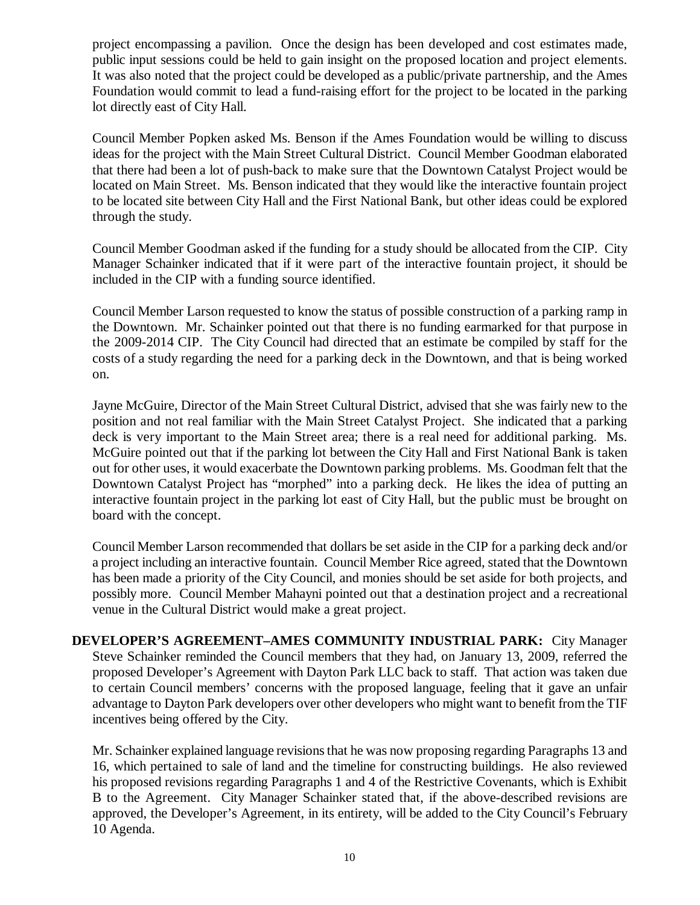project encompassing a pavilion. Once the design has been developed and cost estimates made, public input sessions could be held to gain insight on the proposed location and project elements. It was also noted that the project could be developed as a public/private partnership, and the Ames Foundation would commit to lead a fund-raising effort for the project to be located in the parking lot directly east of City Hall.

Council Member Popken asked Ms. Benson if the Ames Foundation would be willing to discuss ideas for the project with the Main Street Cultural District. Council Member Goodman elaborated that there had been a lot of push-back to make sure that the Downtown Catalyst Project would be located on Main Street. Ms. Benson indicated that they would like the interactive fountain project to be located site between City Hall and the First National Bank, but other ideas could be explored through the study.

Council Member Goodman asked if the funding for a study should be allocated from the CIP. City Manager Schainker indicated that if it were part of the interactive fountain project, it should be included in the CIP with a funding source identified.

Council Member Larson requested to know the status of possible construction of a parking ramp in the Downtown. Mr. Schainker pointed out that there is no funding earmarked for that purpose in the 2009-2014 CIP. The City Council had directed that an estimate be compiled by staff for the costs of a study regarding the need for a parking deck in the Downtown, and that is being worked on.

Jayne McGuire, Director of the Main Street Cultural District, advised that she was fairly new to the position and not real familiar with the Main Street Catalyst Project. She indicated that a parking deck is very important to the Main Street area; there is a real need for additional parking. Ms. McGuire pointed out that if the parking lot between the City Hall and First National Bank is taken out for other uses, it would exacerbate the Downtown parking problems. Ms. Goodman felt that the Downtown Catalyst Project has "morphed" into a parking deck. He likes the idea of putting an interactive fountain project in the parking lot east of City Hall, but the public must be brought on board with the concept.

Council Member Larson recommended that dollars be set aside in the CIP for a parking deck and/or a project including an interactive fountain. Council Member Rice agreed, stated that the Downtown has been made a priority of the City Council, and monies should be set aside for both projects, and possibly more. Council Member Mahayni pointed out that a destination project and a recreational venue in the Cultural District would make a great project.

**DEVELOPER'S AGREEMENT–AMES COMMUNITY INDUSTRIAL PARK:** City Manager Steve Schainker reminded the Council members that they had, on January 13, 2009, referred the proposed Developer's Agreement with Dayton Park LLC back to staff. That action was taken due to certain Council members' concerns with the proposed language, feeling that it gave an unfair advantage to Dayton Park developers over other developers who might want to benefit from the TIF incentives being offered by the City.

Mr. Schainker explained language revisions that he was now proposing regarding Paragraphs 13 and 16, which pertained to sale of land and the timeline for constructing buildings. He also reviewed his proposed revisions regarding Paragraphs 1 and 4 of the Restrictive Covenants, which is Exhibit B to the Agreement. City Manager Schainker stated that, if the above-described revisions are approved, the Developer's Agreement, in its entirety, will be added to the City Council's February 10 Agenda.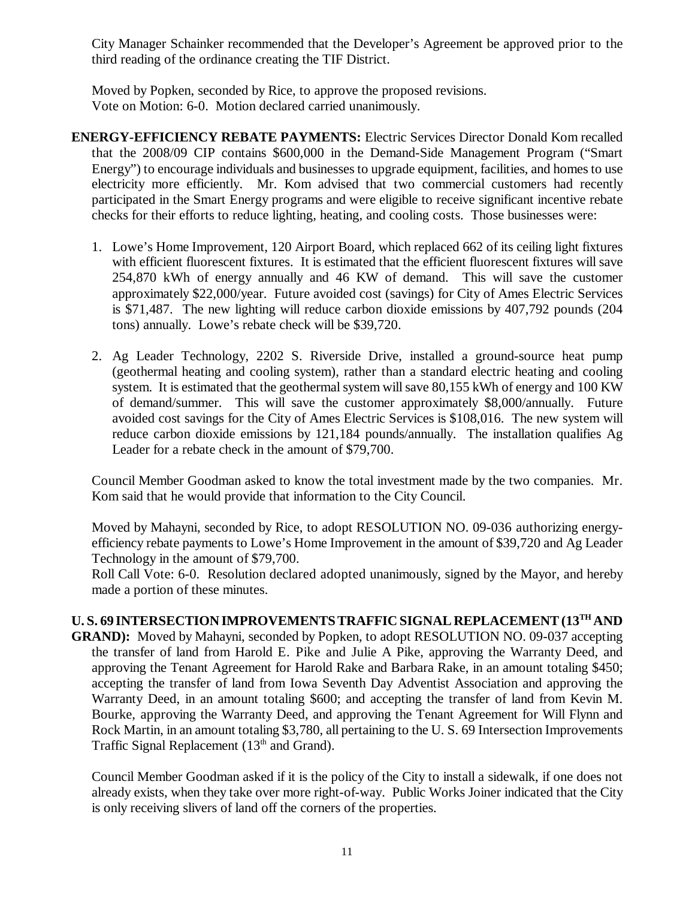City Manager Schainker recommended that the Developer's Agreement be approved prior to the third reading of the ordinance creating the TIF District.

Moved by Popken, seconded by Rice, to approve the proposed revisions.
Vote on Motion: 6-0. Motion declared carried unanimously.

**ENERGY-EFFICIENCY REBATE PAYMENTS:** Electric Services Director Donald Kom recalled that the 2008/09 CIP contains $600,000 in the Demand-Side Management Program ("Smart Energy") to encourage individuals and businesses to upgrade equipment, facilities, and homes to use electricity more efficiently. Mr. Kom advised that two commercial customers had recently participated in the Smart Energy programs and were eligible to receive significant incentive rebate checks for their efforts to reduce lighting, heating, and cooling costs. Those businesses were:

1. Lowe's Home Improvement, 120 Airport Board, which replaced 662 of its ceiling light fixtures with efficient fluorescent fixtures. It is estimated that the efficient fluorescent fixtures will save 254,870 kWh of energy annually and 46 KW of demand. This will save the customer approximately $22,000/year. Future avoided cost (savings) for City of Ames Electric Services is $71,487. The new lighting will reduce carbon dioxide emissions by 407,792 pounds (204 tons) annually. Lowe's rebate check will be $39,720.

2. Ag Leader Technology, 2202 S. Riverside Drive, installed a ground-source heat pump (geothermal heating and cooling system), rather than a standard electric heating and cooling system. It is estimated that the geothermal system will save 80,155 kWh of energy and 100 KW of demand/summer. This will save the customer approximately $8,000/annually. Future avoided cost savings for the City of Ames Electric Services is $108,016. The new system will reduce carbon dioxide emissions by 121,184 pounds/annually. The installation qualifies Ag Leader for a rebate check in the amount of $79,700.

Council Member Goodman asked to know the total investment made by the two companies. Mr. Kom said that he would provide that information to the City Council.

Moved by Mahayni, seconded by Rice, to adopt RESOLUTION NO. 09-036 authorizing energy-efficiency rebate payments to Lowe's Home Improvement in the amount of $39,720 and Ag Leader Technology in the amount of $79,700.
Roll Call Vote: 6-0. Resolution declared adopted unanimously, signed by the Mayor, and hereby made a portion of these minutes.

**U. S. 69 INTERSECTION IMPROVEMENTS TRAFFIC SIGNAL REPLACEMENT (13TH AND GRAND):** Moved by Mahayni, seconded by Popken, to adopt RESOLUTION NO. 09-037 accepting the transfer of land from Harold E. Pike and Julie A Pike, approving the Warranty Deed, and approving the Tenant Agreement for Harold Rake and Barbara Rake, in an amount totaling $450; accepting the transfer of land from Iowa Seventh Day Adventist Association and approving the Warranty Deed, in an amount totaling $600; and accepting the transfer of land from Kevin M. Bourke, approving the Warranty Deed, and approving the Tenant Agreement for Will Flynn and Rock Martin, in an amount totaling $3,780, all pertaining to the U. S. 69 Intersection Improvements Traffic Signal Replacement (13th and Grand).

Council Member Goodman asked if it is the policy of the City to install a sidewalk, if one does not already exists, when they take over more right-of-way. Public Works Joiner indicated that the City is only receiving slivers of land off the corners of the properties.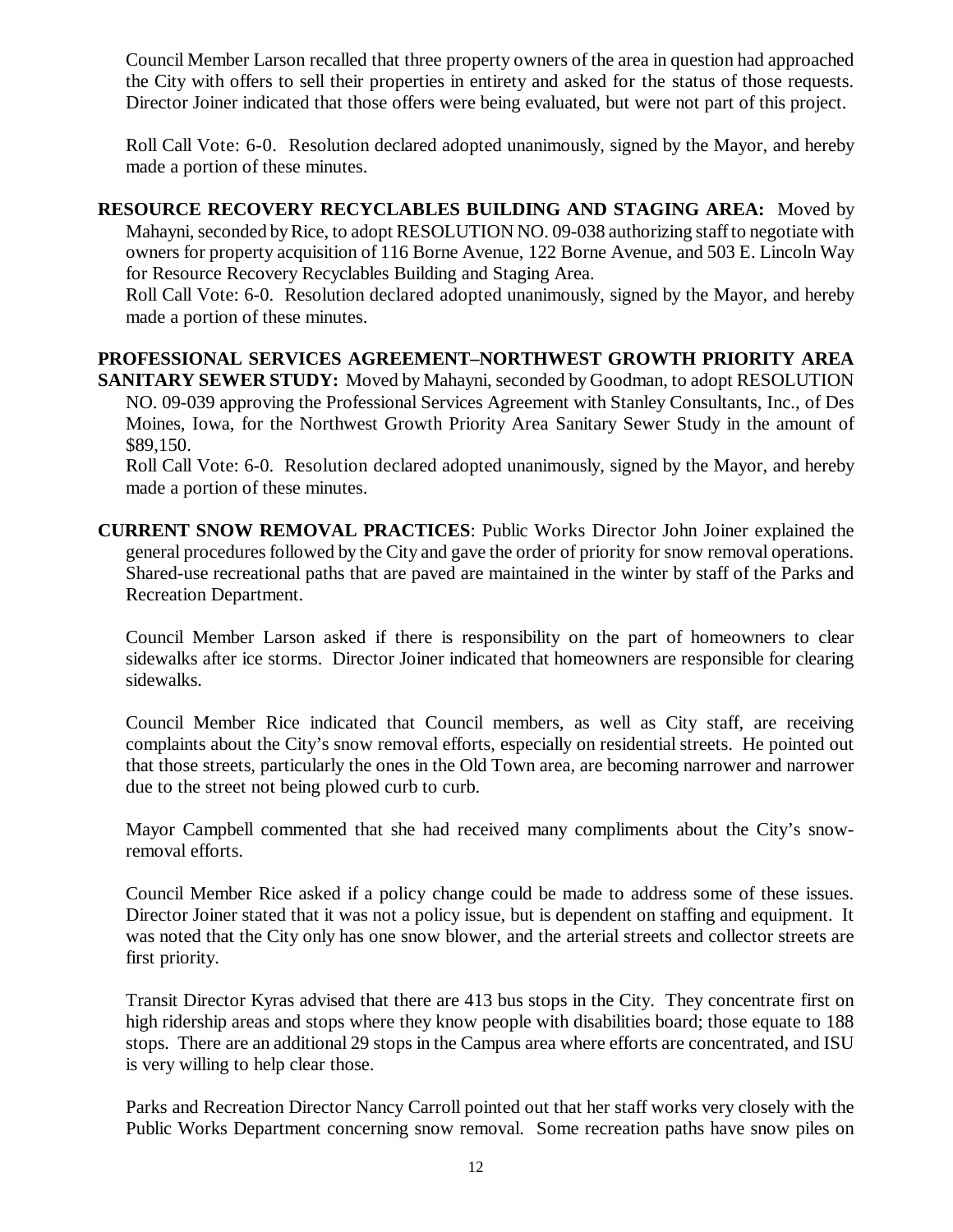Council Member Larson recalled that three property owners of the area in question had approached the City with offers to sell their properties in entirety and asked for the status of those requests. Director Joiner indicated that those offers were being evaluated, but were not part of this project.

Roll Call Vote: 6-0. Resolution declared adopted unanimously, signed by the Mayor, and hereby made a portion of these minutes.

**RESOURCE RECOVERY RECYCLABLES BUILDING AND STAGING AREA:** Moved by Mahayni, seconded by Rice, to adopt RESOLUTION NO. 09-038 authorizing staff to negotiate with owners for property acquisition of 116 Borne Avenue, 122 Borne Avenue, and 503 E. Lincoln Way for Resource Recovery Recyclables Building and Staging Area.
Roll Call Vote: 6-0. Resolution declared adopted unanimously, signed by the Mayor, and hereby made a portion of these minutes.

**PROFESSIONAL SERVICES AGREEMENT–NORTHWEST GROWTH PRIORITY AREA SANITARY SEWER STUDY:** Moved by Mahayni, seconded by Goodman, to adopt RESOLUTION NO. 09-039 approving the Professional Services Agreement with Stanley Consultants, Inc., of Des Moines, Iowa, for the Northwest Growth Priority Area Sanitary Sewer Study in the amount of $89,150.
Roll Call Vote: 6-0. Resolution declared adopted unanimously, signed by the Mayor, and hereby made a portion of these minutes.

**CURRENT SNOW REMOVAL PRACTICES**: Public Works Director John Joiner explained the general procedures followed by the City and gave the order of priority for snow removal operations. Shared-use recreational paths that are paved are maintained in the winter by staff of the Parks and Recreation Department.

Council Member Larson asked if there is responsibility on the part of homeowners to clear sidewalks after ice storms. Director Joiner indicated that homeowners are responsible for clearing sidewalks.

Council Member Rice indicated that Council members, as well as City staff, are receiving complaints about the City's snow removal efforts, especially on residential streets. He pointed out that those streets, particularly the ones in the Old Town area, are becoming narrower and narrower due to the street not being plowed curb to curb.

Mayor Campbell commented that she had received many compliments about the City's snow-removal efforts.

Council Member Rice asked if a policy change could be made to address some of these issues. Director Joiner stated that it was not a policy issue, but is dependent on staffing and equipment. It was noted that the City only has one snow blower, and the arterial streets and collector streets are first priority.

Transit Director Kyras advised that there are 413 bus stops in the City. They concentrate first on high ridership areas and stops where they know people with disabilities board; those equate to 188 stops. There are an additional 29 stops in the Campus area where efforts are concentrated, and ISU is very willing to help clear those.

Parks and Recreation Director Nancy Carroll pointed out that her staff works very closely with the Public Works Department concerning snow removal. Some recreation paths have snow piles on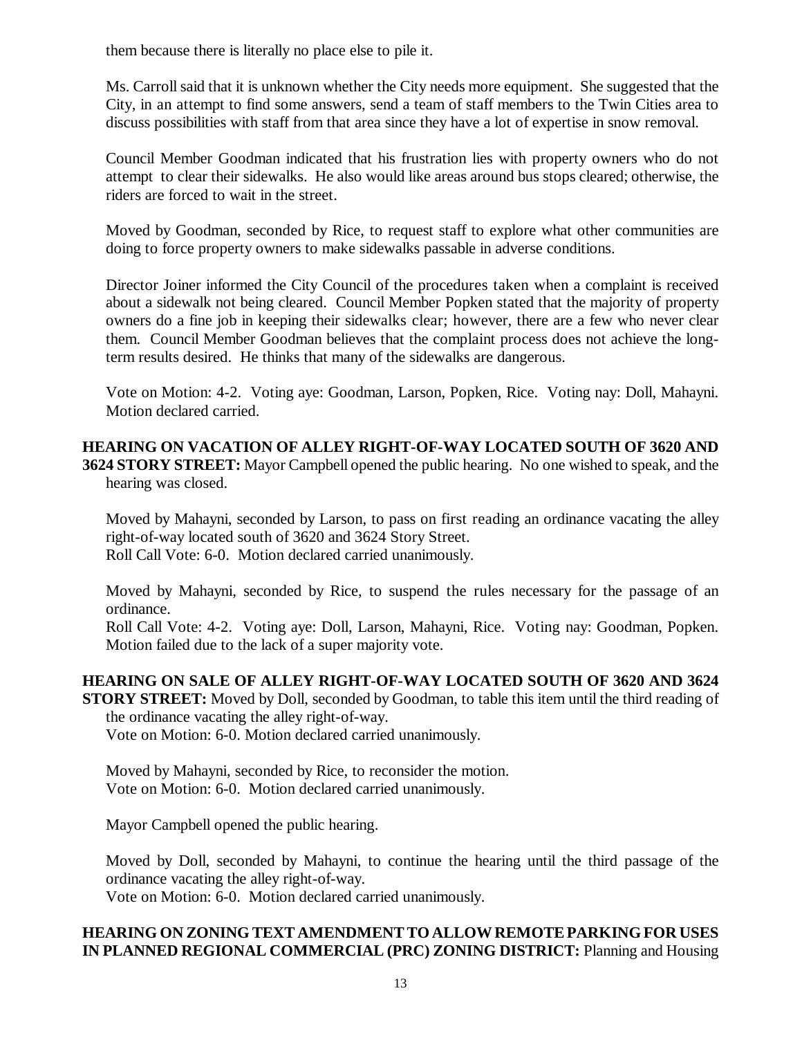them because there is literally no place else to pile it.

Ms. Carroll said that it is unknown whether the City needs more equipment. She suggested that the City, in an attempt to find some answers, send a team of staff members to the Twin Cities area to discuss possibilities with staff from that area since they have a lot of expertise in snow removal.

Council Member Goodman indicated that his frustration lies with property owners who do not attempt to clear their sidewalks. He also would like areas around bus stops cleared; otherwise, the riders are forced to wait in the street.

Moved by Goodman, seconded by Rice, to request staff to explore what other communities are doing to force property owners to make sidewalks passable in adverse conditions.

Director Joiner informed the City Council of the procedures taken when a complaint is received about a sidewalk not being cleared. Council Member Popken stated that the majority of property owners do a fine job in keeping their sidewalks clear; however, there are a few who never clear them. Council Member Goodman believes that the complaint process does not achieve the long-term results desired. He thinks that many of the sidewalks are dangerous.

Vote on Motion: 4-2. Voting aye: Goodman, Larson, Popken, Rice. Voting nay: Doll, Mahayni. Motion declared carried.

**HEARING ON VACATION OF ALLEY RIGHT-OF-WAY LOCATED SOUTH OF 3620 AND 3624 STORY STREET:** Mayor Campbell opened the public hearing. No one wished to speak, and the hearing was closed.

Moved by Mahayni, seconded by Larson, to pass on first reading an ordinance vacating the alley right-of-way located south of 3620 and 3624 Story Street.
Roll Call Vote: 6-0. Motion declared carried unanimously.

Moved by Mahayni, seconded by Rice, to suspend the rules necessary for the passage of an ordinance.
Roll Call Vote: 4-2. Voting aye: Doll, Larson, Mahayni, Rice. Voting nay: Goodman, Popken. Motion failed due to the lack of a super majority vote.

**HEARING ON SALE OF ALLEY RIGHT-OF-WAY LOCATED SOUTH OF 3620 AND 3624 STORY STREET:** Moved by Doll, seconded by Goodman, to table this item until the third reading of the ordinance vacating the alley right-of-way.
Vote on Motion: 6-0. Motion declared carried unanimously.

Moved by Mahayni, seconded by Rice, to reconsider the motion.
Vote on Motion: 6-0. Motion declared carried unanimously.

Mayor Campbell opened the public hearing.

Moved by Doll, seconded by Mahayni, to continue the hearing until the third passage of the ordinance vacating the alley right-of-way.
Vote on Motion: 6-0. Motion declared carried unanimously.

**HEARING ON ZONING TEXT AMENDMENT TO ALLOW REMOTE PARKING FOR USES IN PLANNED REGIONAL COMMERCIAL (PRC) ZONING DISTRICT:** Planning and Housing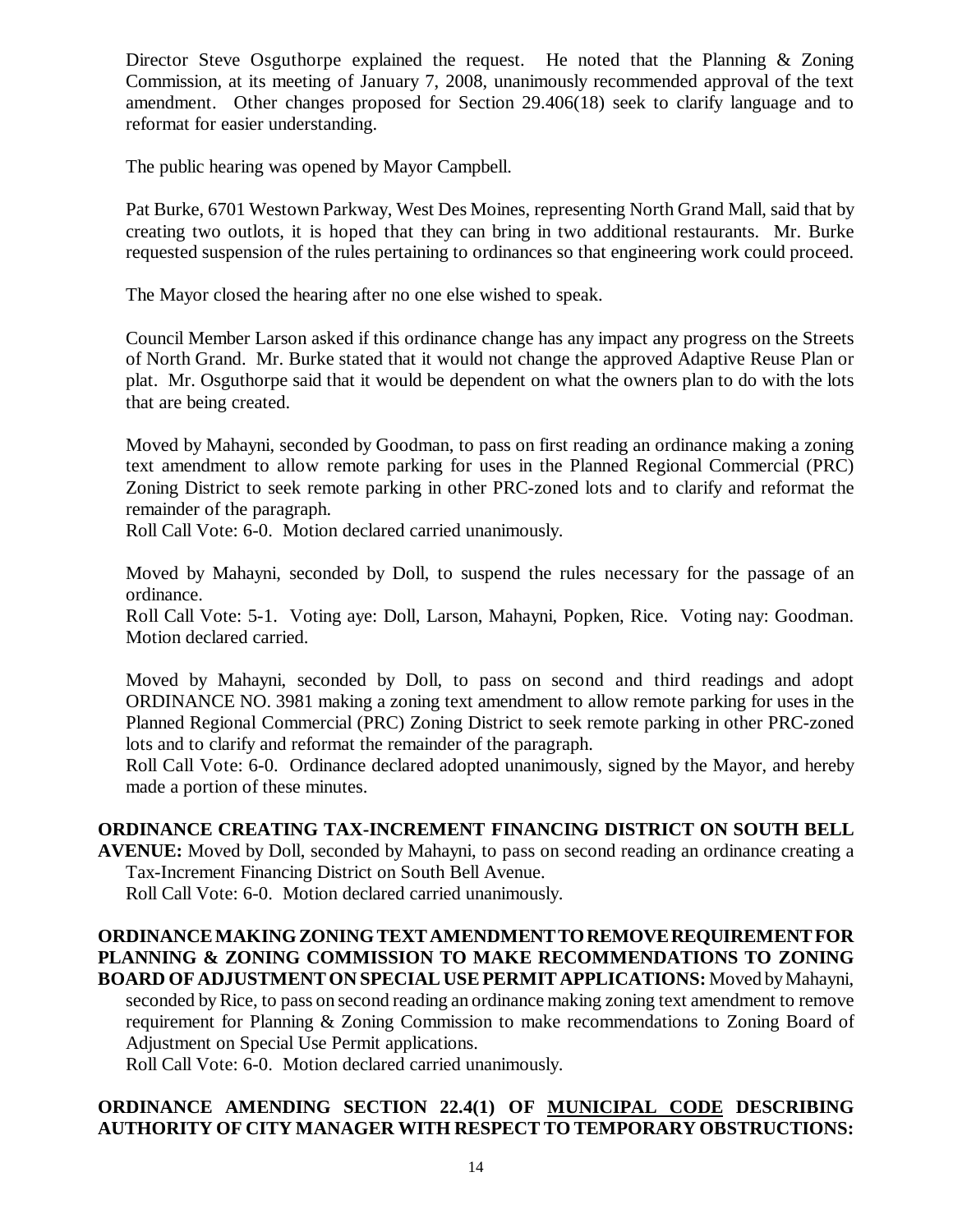Director Steve Osguthorpe explained the request. He noted that the Planning & Zoning Commission, at its meeting of January 7, 2008, unanimously recommended approval of the text amendment. Other changes proposed for Section 29.406(18) seek to clarify language and to reformat for easier understanding.

The public hearing was opened by Mayor Campbell.

Pat Burke, 6701 Westown Parkway, West Des Moines, representing North Grand Mall, said that by creating two outlots, it is hoped that they can bring in two additional restaurants. Mr. Burke requested suspension of the rules pertaining to ordinances so that engineering work could proceed.

The Mayor closed the hearing after no one else wished to speak.

Council Member Larson asked if this ordinance change has any impact any progress on the Streets of North Grand. Mr. Burke stated that it would not change the approved Adaptive Reuse Plan or plat. Mr. Osguthorpe said that it would be dependent on what the owners plan to do with the lots that are being created.

Moved by Mahayni, seconded by Goodman, to pass on first reading an ordinance making a zoning text amendment to allow remote parking for uses in the Planned Regional Commercial (PRC) Zoning District to seek remote parking in other PRC-zoned lots and to clarify and reformat the remainder of the paragraph.
Roll Call Vote: 6-0. Motion declared carried unanimously.

Moved by Mahayni, seconded by Doll, to suspend the rules necessary for the passage of an ordinance.
Roll Call Vote: 5-1. Voting aye: Doll, Larson, Mahayni, Popken, Rice. Voting nay: Goodman. Motion declared carried.

Moved by Mahayni, seconded by Doll, to pass on second and third readings and adopt ORDINANCE NO. 3981 making a zoning text amendment to allow remote parking for uses in the Planned Regional Commercial (PRC) Zoning District to seek remote parking in other PRC-zoned lots and to clarify and reformat the remainder of the paragraph.
Roll Call Vote: 6-0. Ordinance declared adopted unanimously, signed by the Mayor, and hereby made a portion of these minutes.

**ORDINANCE CREATING TAX-INCREMENT FINANCING DISTRICT ON SOUTH BELL AVENUE:** Moved by Doll, seconded by Mahayni, to pass on second reading an ordinance creating a Tax-Increment Financing District on South Bell Avenue.
Roll Call Vote: 6-0. Motion declared carried unanimously.

**ORDINANCE MAKING ZONING TEXT AMENDMENT TO REMOVE REQUIREMENT FOR PLANNING & ZONING COMMISSION TO MAKE RECOMMENDATIONS TO ZONING BOARD OF ADJUSTMENT ON SPECIAL USE PERMIT APPLICATIONS:** Moved by Mahayni, seconded by Rice, to pass on second reading an ordinance making zoning text amendment to remove requirement for Planning & Zoning Commission to make recommendations to Zoning Board of Adjustment on Special Use Permit applications.
Roll Call Vote: 6-0. Motion declared carried unanimously.

**ORDINANCE AMENDING SECTION 22.4(1) OF MUNICIPAL CODE DESCRIBING AUTHORITY OF CITY MANAGER WITH RESPECT TO TEMPORARY OBSTRUCTIONS:**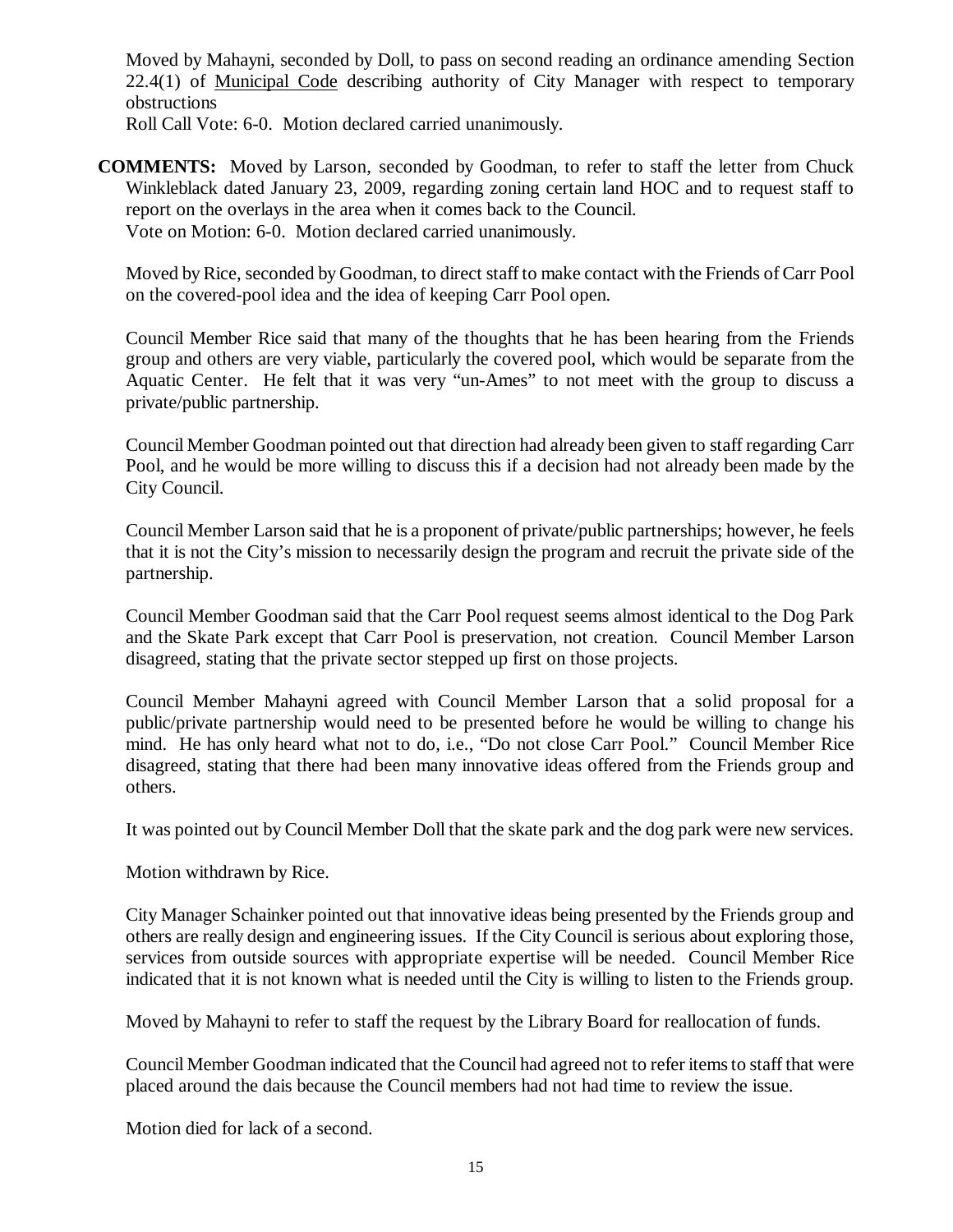Moved by Mahayni, seconded by Doll, to pass on second reading an ordinance amending Section 22.4(1) of Municipal Code describing authority of City Manager with respect to temporary obstructions

Roll Call Vote: 6-0. Motion declared carried unanimously.

**COMMENTS:** Moved by Larson, seconded by Goodman, to refer to staff the letter from Chuck Winkleblack dated January 23, 2009, regarding zoning certain land HOC and to request staff to report on the overlays in the area when it comes back to the Council.

Vote on Motion: 6-0. Motion declared carried unanimously.

Moved by Rice, seconded by Goodman, to direct staff to make contact with the Friends of Carr Pool on the covered-pool idea and the idea of keeping Carr Pool open.

Council Member Rice said that many of the thoughts that he has been hearing from the Friends group and others are very viable, particularly the covered pool, which would be separate from the Aquatic Center. He felt that it was very "un-Ames" to not meet with the group to discuss a private/public partnership.

Council Member Goodman pointed out that direction had already been given to staff regarding Carr Pool, and he would be more willing to discuss this if a decision had not already been made by the City Council.

Council Member Larson said that he is a proponent of private/public partnerships; however, he feels that it is not the City's mission to necessarily design the program and recruit the private side of the partnership.

Council Member Goodman said that the Carr Pool request seems almost identical to the Dog Park and the Skate Park except that Carr Pool is preservation, not creation. Council Member Larson disagreed, stating that the private sector stepped up first on those projects.

Council Member Mahayni agreed with Council Member Larson that a solid proposal for a public/private partnership would need to be presented before he would be willing to change his mind. He has only heard what not to do, i.e., "Do not close Carr Pool." Council Member Rice disagreed, stating that there had been many innovative ideas offered from the Friends group and others.

It was pointed out by Council Member Doll that the skate park and the dog park were new services.

Motion withdrawn by Rice.

City Manager Schainker pointed out that innovative ideas being presented by the Friends group and others are really design and engineering issues. If the City Council is serious about exploring those, services from outside sources with appropriate expertise will be needed. Council Member Rice indicated that it is not known what is needed until the City is willing to listen to the Friends group.

Moved by Mahayni to refer to staff the request by the Library Board for reallocation of funds.

Council Member Goodman indicated that the Council had agreed not to refer items to staff that were placed around the dais because the Council members had not had time to review the issue.

Motion died for lack of a second.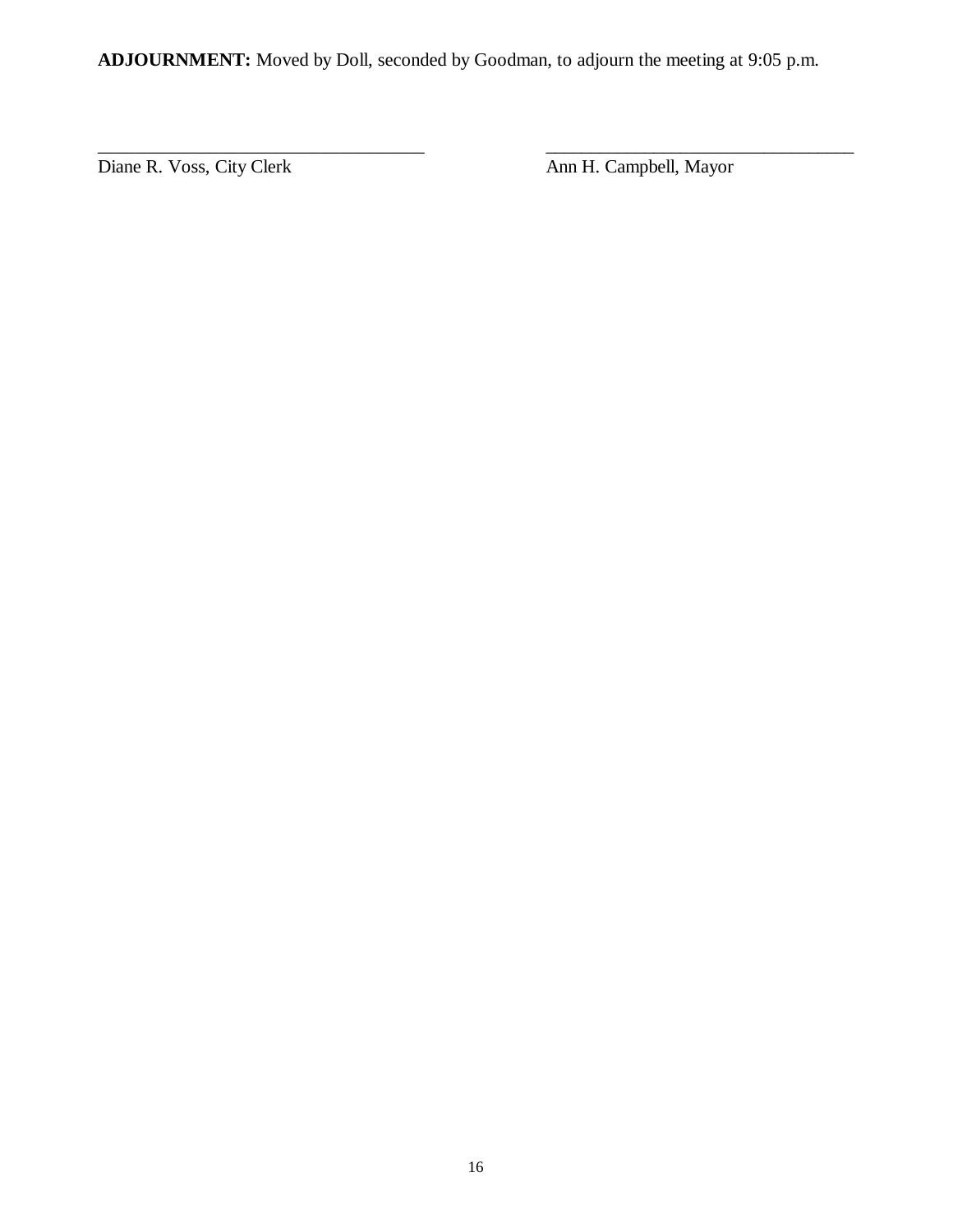**ADJOURNMENT:** Moved by Doll, seconded by Goodman, to adjourn the meeting at 9:05 p.m.

| | |
|---|---|
| \_\_\_\_\_\_\_\_\_\_\_\_\_\_\_\_\_\_\_\_\_\_\_\_\_\_\_\_\_\_\_\_\_\_\_\_ | \_\_\_\_\_\_\_\_\_\_\_\_\_\_\_\_\_\_\_\_\_\_\_\_\_\_\_\_\_\_\_\_\_\_\_\_ |
| Diane R. Voss, City Clerk | Ann H. Campbell, Mayor |